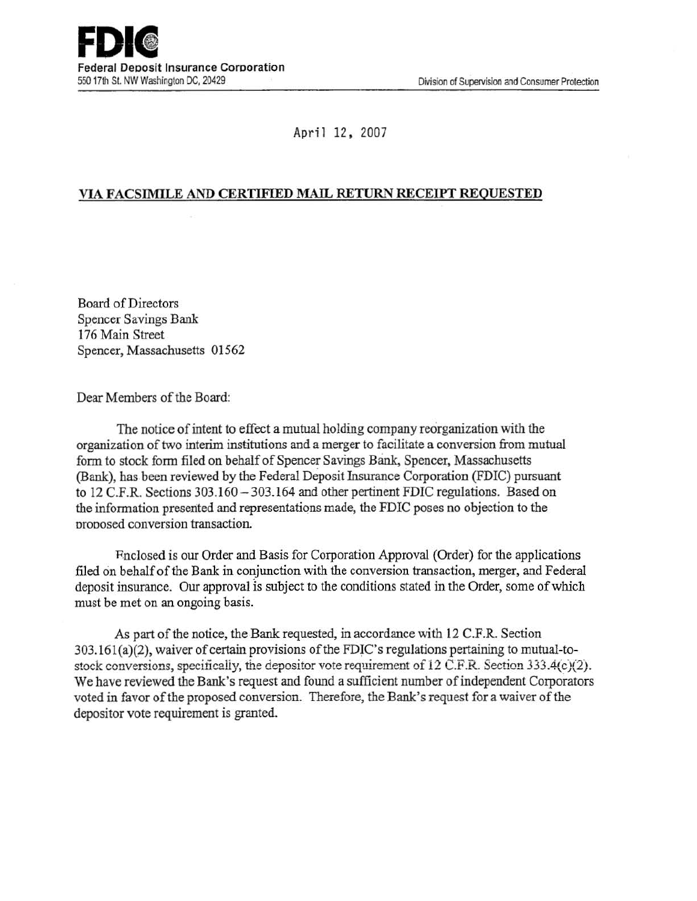**FDIC**
**Federal Deposit Insurance Corporation**
550 17th St. NW Washington DC, 20429

Division of Supervision and Consumer Protection

April 12, 2007

**VIA FACSIMILE AND CERTIFIED MAIL RETURN RECEIPT REQUESTED**

Board of Directors
Spencer Savings Bank
176 Main Street
Spencer, Massachusetts 01562

Dear Members of the Board:

The notice of intent to effect a mutual holding company reorganization with the organization of two interim institutions and a merger to facilitate a conversion from mutual form to stock form filed on behalf of Spencer Savings Bank, Spencer, Massachusetts (Bank), has been reviewed by the Federal Deposit Insurance Corporation (FDIC) pursuant to 12 C.F.R. Sections 303.160 – 303.164 and other pertinent FDIC regulations. Based on the information presented and representations made, the FDIC poses no objection to the proposed conversion transaction.

Enclosed is our Order and Basis for Corporation Approval (Order) for the applications filed on behalf of the Bank in conjunction with the conversion transaction, merger, and Federal deposit insurance. Our approval is subject to the conditions stated in the Order, some of which must be met on an ongoing basis.

As part of the notice, the Bank requested, in accordance with 12 C.F.R. Section 303.161(a)(2), waiver of certain provisions of the FDIC's regulations pertaining to mutual-to-stock conversions, specifically, the depositor vote requirement of 12 C.F.R. Section 333.4(c)(2). We have reviewed the Bank's request and found a sufficient number of independent Corporators voted in favor of the proposed conversion. Therefore, the Bank's request for a waiver of the depositor vote requirement is granted.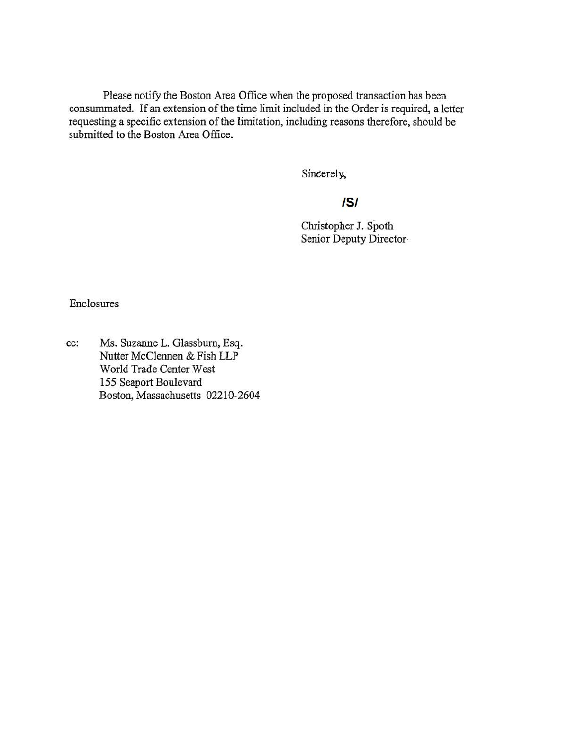Please notify the Boston Area Office when the proposed transaction has been consummated. If an extension of the time limit included in the Order is required, a letter requesting a specific extension of the limitation, including reasons therefore, should be submitted to the Boston Area Office.

Sincerely,

**/S/**

Christopher J. Spoth
Senior Deputy Director

Enclosures

cc: Ms. Suzanne L. Glassburn, Esq.
Nutter McClennen & Fish LLP
World Trade Center West
155 Seaport Boulevard
Boston, Massachusetts 02210-2604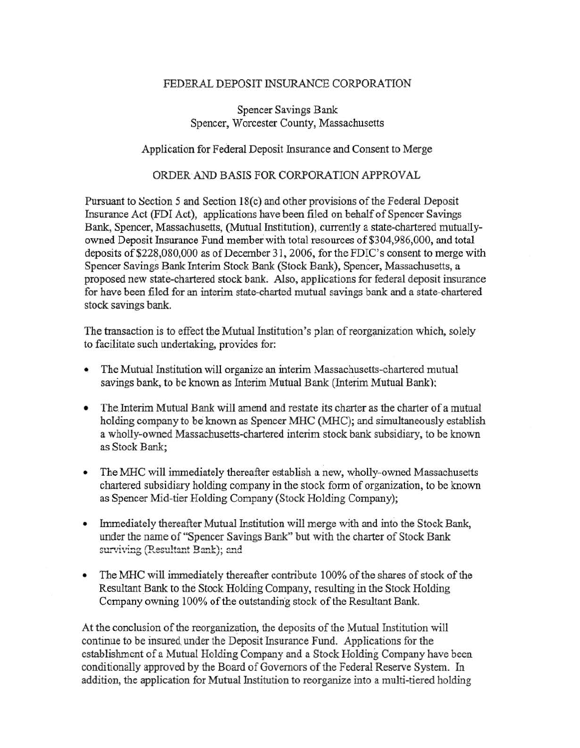FEDERAL DEPOSIT INSURANCE CORPORATION

Spencer Savings Bank
Spencer, Worcester County, Massachusetts

Application for Federal Deposit Insurance and Consent to Merge

ORDER AND BASIS FOR CORPORATION APPROVAL

Pursuant to Section 5 and Section 18(c) and other provisions of the Federal Deposit Insurance Act (FDI Act), applications have been filed on behalf of Spencer Savings Bank, Spencer, Massachusetts, (Mutual Institution), currently a state-chartered mutually-owned Deposit Insurance Fund member with total resources of $304,986,000, and total deposits of $228,080,000 as of December 31, 2006, for the FDIC's consent to merge with Spencer Savings Bank Interim Stock Bank (Stock Bank), Spencer, Massachusetts, a proposed new state-chartered stock bank. Also, applications for federal deposit insurance for have been filed for an interim state-charted mutual savings bank and a state-chartered stock savings bank.

The transaction is to effect the Mutual Institution's plan of reorganization which, solely to facilitate such undertaking, provides for:

- The Mutual Institution will organize an interim Massachusetts-chartered mutual savings bank, to be known as Interim Mutual Bank (Interim Mutual Bank);
- The Interim Mutual Bank will amend and restate its charter as the charter of a mutual holding company to be known as Spencer MHC (MHC); and simultaneously establish a wholly-owned Massachusetts-chartered interim stock bank subsidiary, to be known as Stock Bank;
- The MHC will immediately thereafter establish a new, wholly-owned Massachusetts chartered subsidiary holding company in the stock form of organization, to be known as Spencer Mid-tier Holding Company (Stock Holding Company);
- Immediately thereafter Mutual Institution will merge with and into the Stock Bank, under the name of "Spencer Savings Bank" but with the charter of Stock Bank surviving (Resultant Bank); and
- The MHC will immediately thereafter contribute 100% of the shares of stock of the Resultant Bank to the Stock Holding Company, resulting in the Stock Holding Company owning 100% of the outstanding stock of the Resultant Bank.

At the conclusion of the reorganization, the deposits of the Mutual Institution will continue to be insured under the Deposit Insurance Fund. Applications for the establishment of a Mutual Holding Company and a Stock Holding Company have been conditionally approved by the Board of Governors of the Federal Reserve System. In addition, the application for Mutual Institution to reorganize into a multi-tiered holding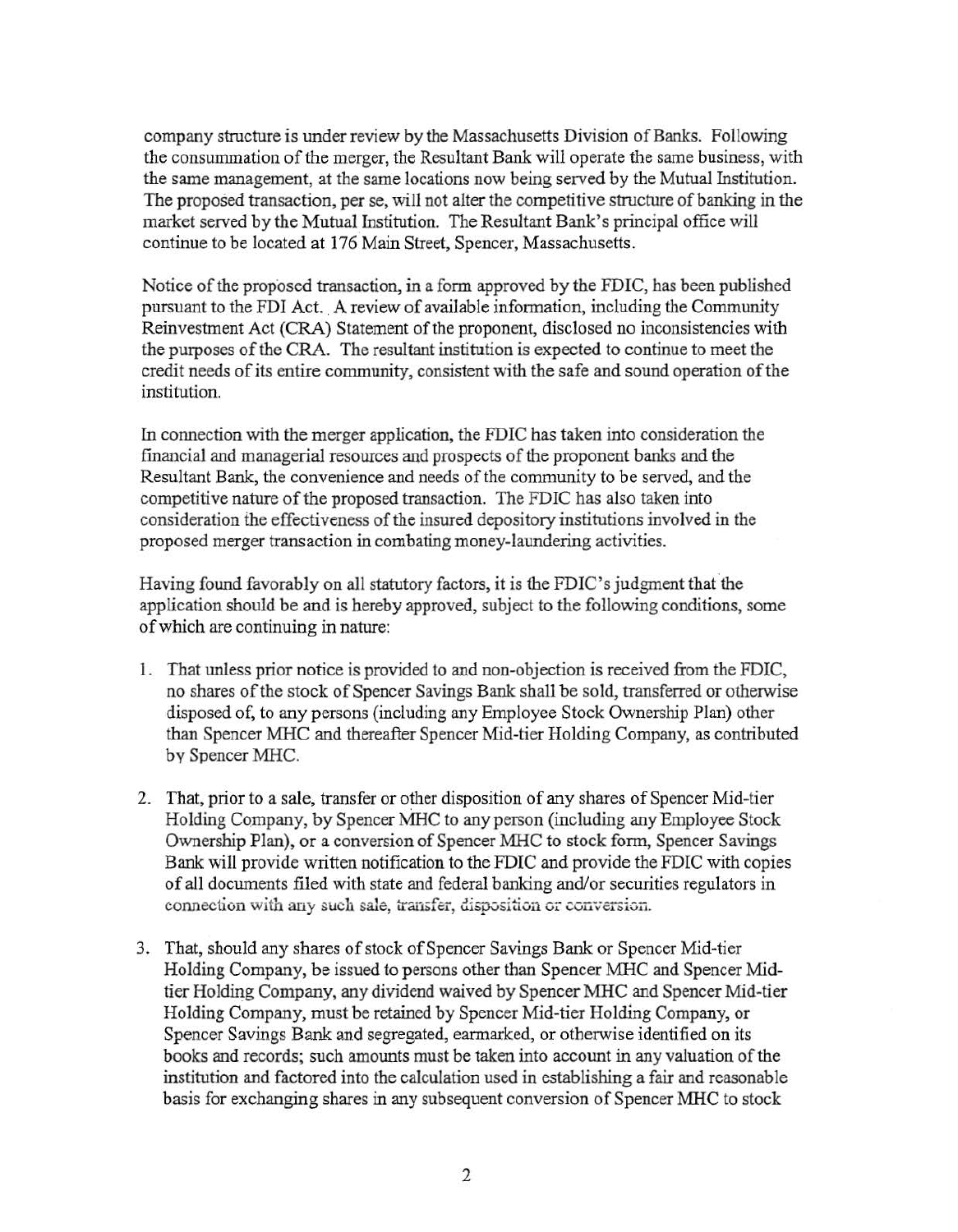company structure is under review by the Massachusetts Division of Banks. Following the consummation of the merger, the Resultant Bank will operate the same business, with the same management, at the same locations now being served by the Mutual Institution. The proposed transaction, per se, will not alter the competitive structure of banking in the market served by the Mutual Institution. The Resultant Bank's principal office will continue to be located at 176 Main Street, Spencer, Massachusetts.

Notice of the proposed transaction, in a form approved by the FDIC, has been published pursuant to the FDI Act. A review of available information, including the Community Reinvestment Act (CRA) Statement of the proponent, disclosed no inconsistencies with the purposes of the CRA. The resultant institution is expected to continue to meet the credit needs of its entire community, consistent with the safe and sound operation of the institution.

In connection with the merger application, the FDIC has taken into consideration the financial and managerial resources and prospects of the proponent banks and the Resultant Bank, the convenience and needs of the community to be served, and the competitive nature of the proposed transaction. The FDIC has also taken into consideration the effectiveness of the insured depository institutions involved in the proposed merger transaction in combating money-laundering activities.

Having found favorably on all statutory factors, it is the FDIC's judgment that the application should be and is hereby approved, subject to the following conditions, some of which are continuing in nature:

1. That unless prior notice is provided to and non-objection is received from the FDIC, no shares of the stock of Spencer Savings Bank shall be sold, transferred or otherwise disposed of, to any persons (including any Employee Stock Ownership Plan) other than Spencer MHC and thereafter Spencer Mid-tier Holding Company, as contributed by Spencer MHC.

2. That, prior to a sale, transfer or other disposition of any shares of Spencer Mid-tier Holding Company, by Spencer MHC to any person (including any Employee Stock Ownership Plan), or a conversion of Spencer MHC to stock form, Spencer Savings Bank will provide written notification to the FDIC and provide the FDIC with copies of all documents filed with state and federal banking and/or securities regulators in connection with any such sale, transfer, disposition or conversion.

3. That, should any shares of stock of Spencer Savings Bank or Spencer Mid-tier Holding Company, be issued to persons other than Spencer MHC and Spencer Mid-tier Holding Company, any dividend waived by Spencer MHC and Spencer Mid-tier Holding Company, must be retained by Spencer Mid-tier Holding Company, or Spencer Savings Bank and segregated, earmarked, or otherwise identified on its books and records; such amounts must be taken into account in any valuation of the institution and factored into the calculation used in establishing a fair and reasonable basis for exchanging shares in any subsequent conversion of Spencer MHC to stock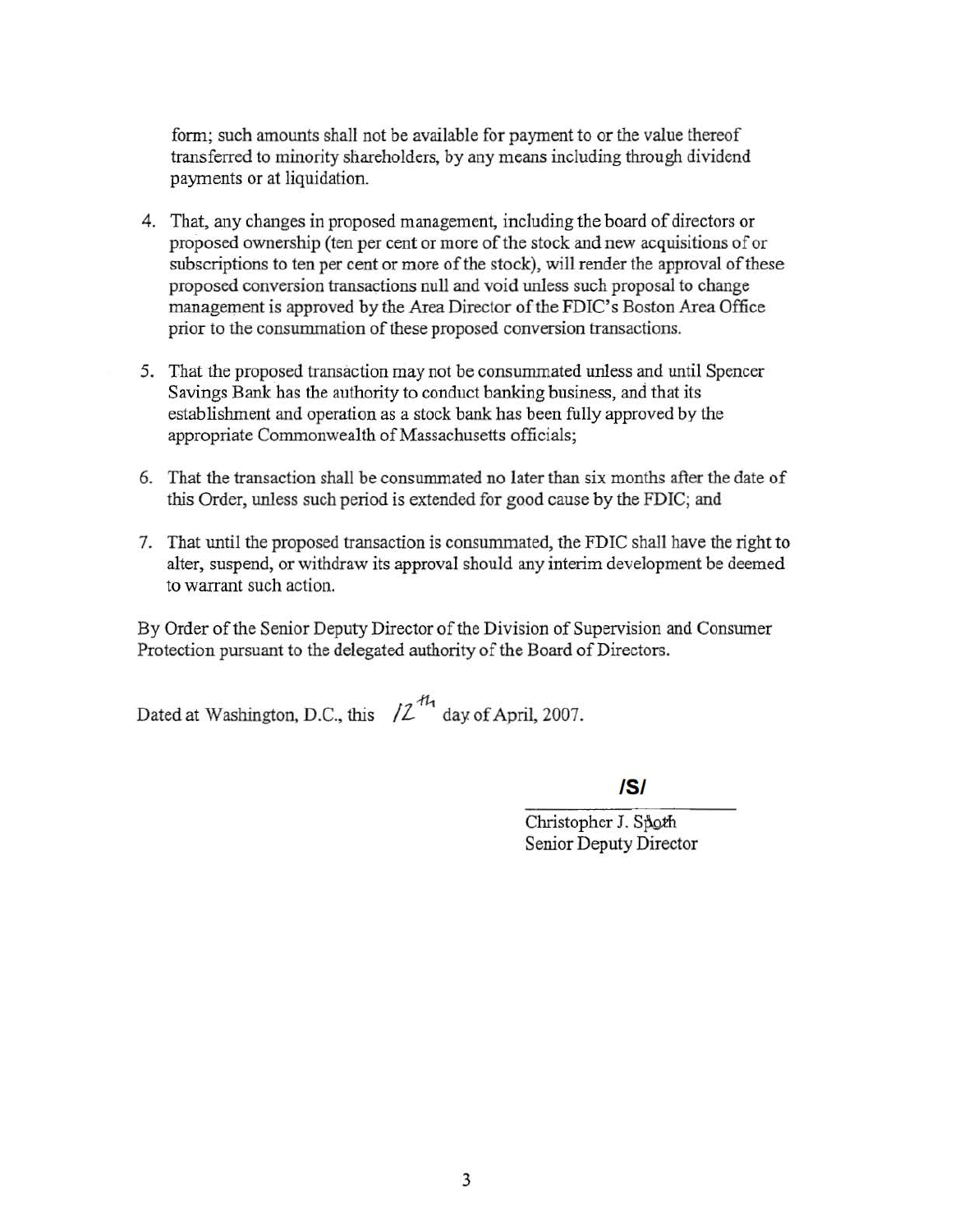form; such amounts shall not be available for payment to or the value thereof transferred to minority shareholders, by any means including through dividend payments or at liquidation.

4. That, any changes in proposed management, including the board of directors or proposed ownership (ten per cent or more of the stock and new acquisitions of or subscriptions to ten per cent or more of the stock), will render the approval of these proposed conversion transactions null and void unless such proposal to change management is approved by the Area Director of the FDIC's Boston Area Office prior to the consummation of these proposed conversion transactions.

5. That the proposed transaction may not be consummated unless and until Spencer Savings Bank has the authority to conduct banking business, and that its establishment and operation as a stock bank has been fully approved by the appropriate Commonwealth of Massachusetts officials;

6. That the transaction shall be consummated no later than six months after the date of this Order, unless such period is extended for good cause by the FDIC; and

7. That until the proposed transaction is consummated, the FDIC shall have the right to alter, suspend, or withdraw its approval should any interim development be deemed to warrant such action.

By Order of the Senior Deputy Director of the Division of Supervision and Consumer Protection pursuant to the delegated authority of the Board of Directors.

Dated at Washington, D.C., this 12th day of April, 2007.

/S/

Christopher J. Spoth
Senior Deputy Director